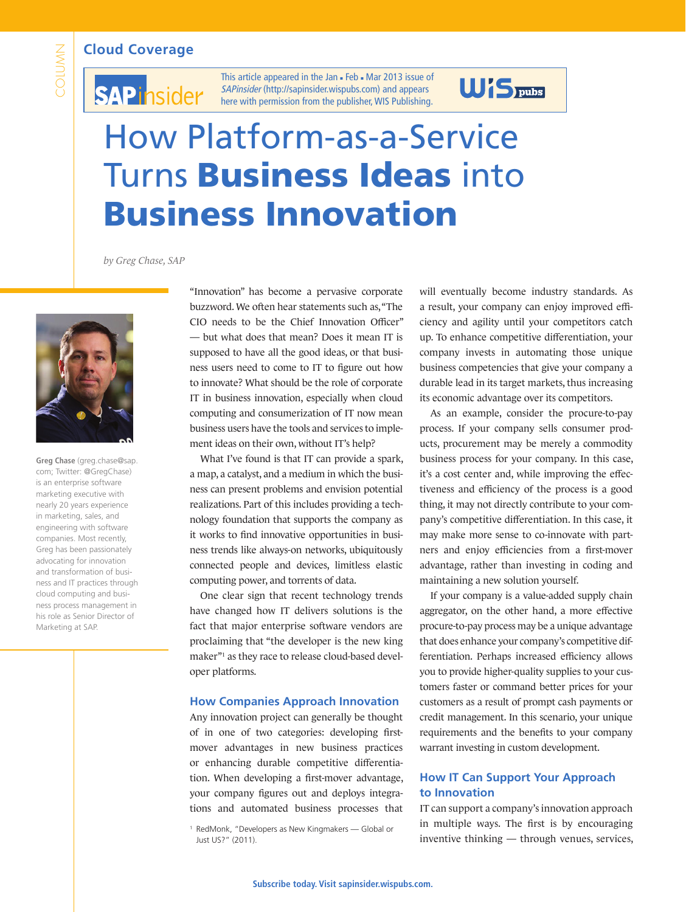Cloud Coverage

This article appeared in the Jan ▪ Feb ▪ Mar 2013 issue of *SAPinsider* (http://sapinsider.wispubs.com) and appears here with permission from the publisher, WIS Publishing.

# How Platform-as-a-Service Turns **Business Ideas** into **Business Innovation**

*by Greg Chase, SAP*

**Greg Chase** (greg.chase@sap.com; Twitter: @GregChase) is an enterprise software marketing executive with nearly 20 years experience in marketing, sales, and engineering with software companies. Most recently, Greg has been passionately advocating for innovation and transformation of business and IT practices through cloud computing and business process management in his role as Senior Director of Marketing at SAP.

"Innovation" has become a pervasive corporate buzzword. We often hear statements such as, "The CIO needs to be the Chief Innovation Officer" — but what does that mean? Does it mean IT is supposed to have all the good ideas, or that business users need to come to IT to figure out how to innovate? What should be the role of corporate IT in business innovation, especially when cloud computing and consumerization of IT now mean business users have the tools and services to implement ideas on their own, without IT's help?

What I've found is that IT can provide a spark, a map, a catalyst, and a medium in which the business can present problems and envision potential realizations. Part of this includes providing a technology foundation that supports the company as it works to find innovative opportunities in business trends like always-on networks, ubiquitously connected people and devices, limitless elastic computing power, and torrents of data.

One clear sign that recent technology trends have changed how IT delivers solutions is the fact that major enterprise software vendors are proclaiming that "the developer is the new king maker"[1] as they race to release cloud-based developer platforms.

## How Companies Approach Innovation

Any innovation project can generally be thought of in one of two categories: developing first-mover advantages in new business practices or enhancing durable competitive differentiation. When developing a first-mover advantage, your company figures out and deploys integrations and automated business processes that will eventually become industry standards. As a result, your company can enjoy improved efficiency and agility until your competitors catch up. To enhance competitive differentiation, your company invests in automating those unique business competencies that give your company a durable lead in its target markets, thus increasing its economic advantage over its competitors.

As an example, consider the procure-to-pay process. If your company sells consumer products, procurement may be merely a commodity business process for your company. In this case, it's a cost center and, while improving the effectiveness and efficiency of the process is a good thing, it may not directly contribute to your company's competitive differentiation. In this case, it may make more sense to co-innovate with partners and enjoy efficiencies from a first-mover advantage, rather than investing in coding and maintaining a new solution yourself.

If your company is a value-added supply chain aggregator, on the other hand, a more effective procure-to-pay process may be a unique advantage that does enhance your company's competitive differentiation. Perhaps increased efficiency allows you to provide higher-quality supplies to your customers faster or command better prices for your customers as a result of prompt cash payments or credit management. In this scenario, your unique requirements and the benefits to your company warrant investing in custom development.

## How IT Can Support Your Approach to Innovation

IT can support a company's innovation approach in multiple ways. The first is by encouraging inventive thinking — through venues, services,

[1] RedMonk, "Developers as New Kingmakers — Global or Just US?" (2011).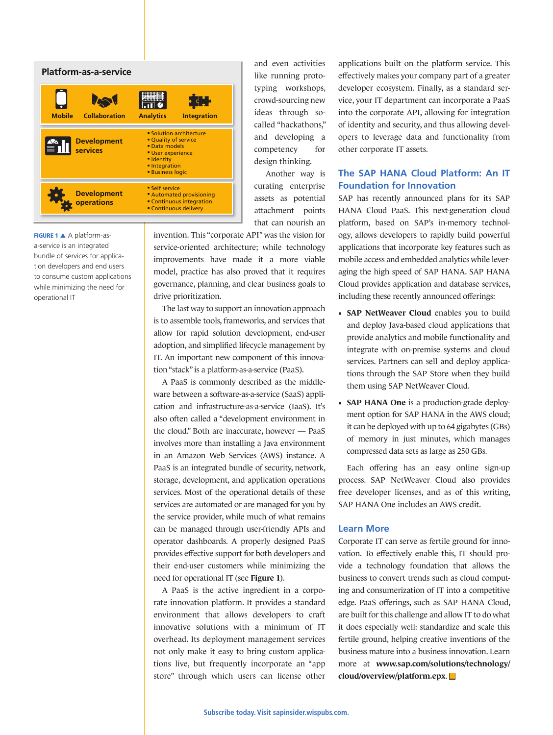**Platform-as-a-service**

Mobile | Collaboration | Analytics | Integration

**Development services**
- Solution architecture
- Quality of service
- Data models
- User experience
- Identity
- Integration
- Business logic

**Development operations**
- Self service
- Automated provisioning
- Continuous integration
- Continuous delivery

**FIGURE 1** ▲ A platform-as-a-service is an integrated bundle of services for application developers and end users to consume custom applications while minimizing the need for operational IT

and even activities like running prototyping workshops, crowd-sourcing new ideas through so-called "hackathons," and developing a competency for design thinking.

Another way is curating enterprise assets as potential attachment points that can nourish an invention. This "corporate API" was the vision for service-oriented architecture; while technology improvements have made it a more viable model, practice has also proved that it requires governance, planning, and clear business goals to drive prioritization.

The last way to support an innovation approach is to assemble tools, frameworks, and services that allow for rapid solution development, end-user adoption, and simplified lifecycle management by IT. An important new component of this innovation "stack" is a platform-as-a-service (PaaS).

A PaaS is commonly described as the middleware between a software-as-a-service (SaaS) application and infrastructure-as-a-service (IaaS). It's also often called a "development environment in the cloud." Both are inaccurate, however — PaaS involves more than installing a Java environment in an Amazon Web Services (AWS) instance. A PaaS is an integrated bundle of security, network, storage, development, and application operations services. Most of the operational details of these services are automated or are managed for you by the service provider, while much of what remains can be managed through user-friendly APIs and operator dashboards. A properly designed PaaS provides effective support for both developers and their end-user customers while minimizing the need for operational IT (see **Figure 1**).

A PaaS is the active ingredient in a corporate innovation platform. It provides a standard environment that allows developers to craft innovative solutions with a minimum of IT overhead. Its deployment management services not only make it easy to bring custom applications live, but frequently incorporate an "app store" through which users can license other applications built on the platform service. This effectively makes your company part of a greater developer ecosystem. Finally, as a standard service, your IT department can incorporate a PaaS into the corporate API, allowing for integration of identity and security, and thus allowing developers to leverage data and functionality from other corporate IT assets.

## The SAP HANA Cloud Platform: An IT Foundation for Innovation

SAP has recently announced plans for its SAP HANA Cloud PaaS. This next-generation cloud platform, based on SAP's in-memory technology, allows developers to rapidly build powerful applications that incorporate key features such as mobile access and embedded analytics while leveraging the high speed of SAP HANA. SAP HANA Cloud provides application and database services, including these recently announced offerings:

- **SAP NetWeaver Cloud** enables you to build and deploy Java-based cloud applications that provide analytics and mobile functionality and integrate with on-premise systems and cloud services. Partners can sell and deploy applications through the SAP Store when they build them using SAP NetWeaver Cloud.
- **SAP HANA One** is a production-grade deployment option for SAP HANA in the AWS cloud; it can be deployed with up to 64 gigabytes (GBs) of memory in just minutes, which manages compressed data sets as large as 250 GBs.

Each offering has an easy online sign-up process. SAP NetWeaver Cloud also provides free developer licenses, and as of this writing, SAP HANA One includes an AWS credit.

## Learn More

Corporate IT can serve as fertile ground for innovation. To effectively enable this, IT should provide a technology foundation that allows the business to convert trends such as cloud computing and consumerization of IT into a competitive edge. PaaS offerings, such as SAP HANA Cloud, are built for this challenge and allow IT to do what it does especially well: standardize and scale this fertile ground, helping creative inventions of the business mature into a business innovation. Learn more at **www.sap.com/solutions/technology/cloud/overview/platform.epx**.